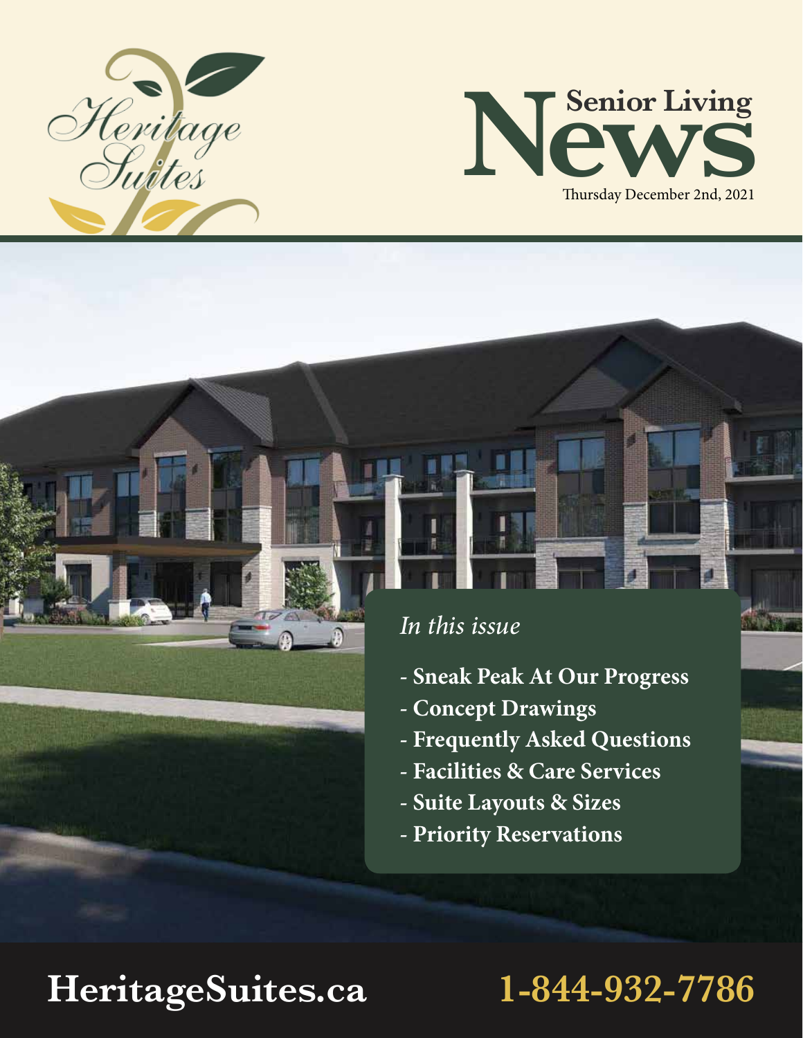Heritage Suites

# Senior Living News

Thursday December 2nd, 2021

*In this issue*

- Sneak Peak At Our Progress
- Concept Drawings
- Frequently Asked Questions
- Facilities & Care Services
- Suite Layouts & Sizes
- Priority Reservations

**HeritageSuites.ca** **1-844-932-7786**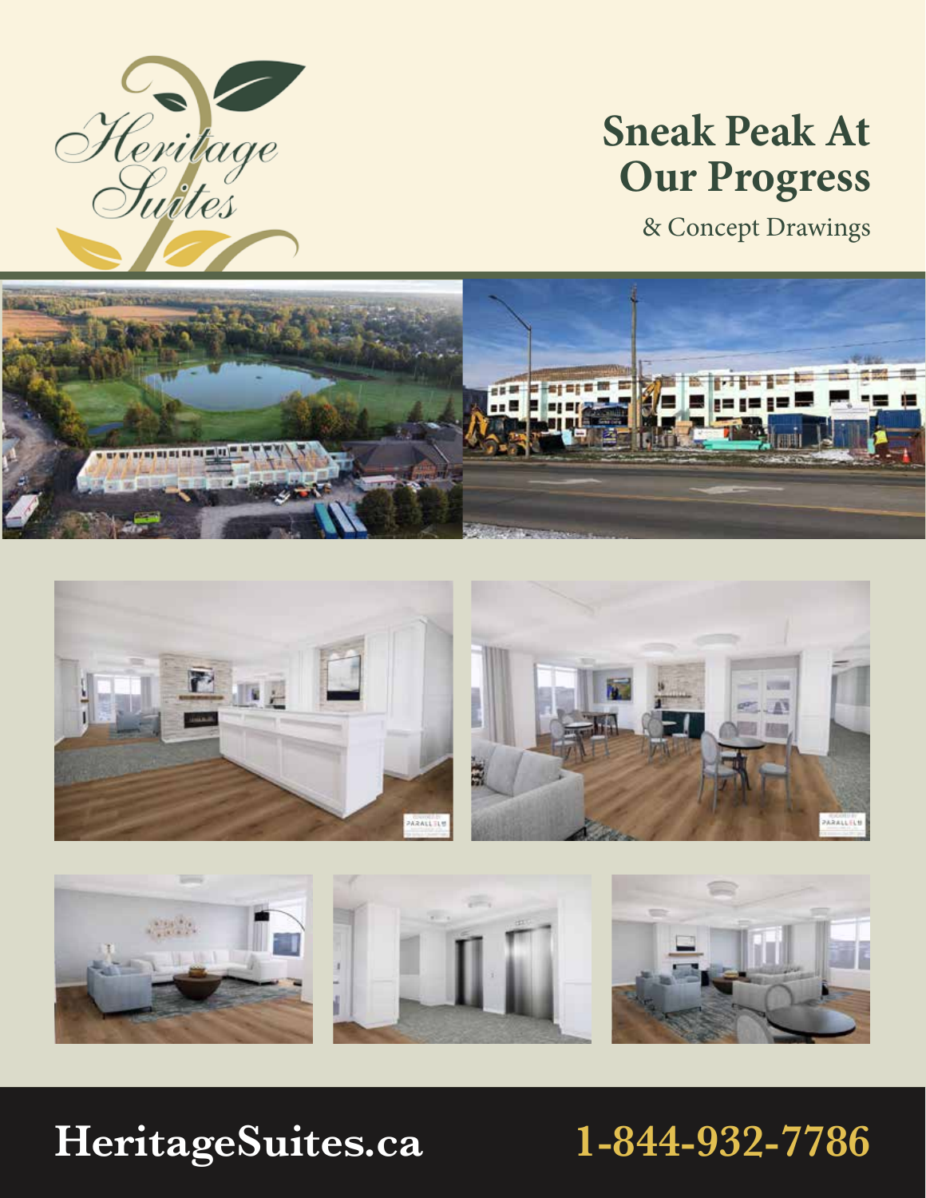Heritage Suites

# Sneak Peak At Our Progress

& Concept Drawings

**HeritageSuites.ca** **1-844-932-7786**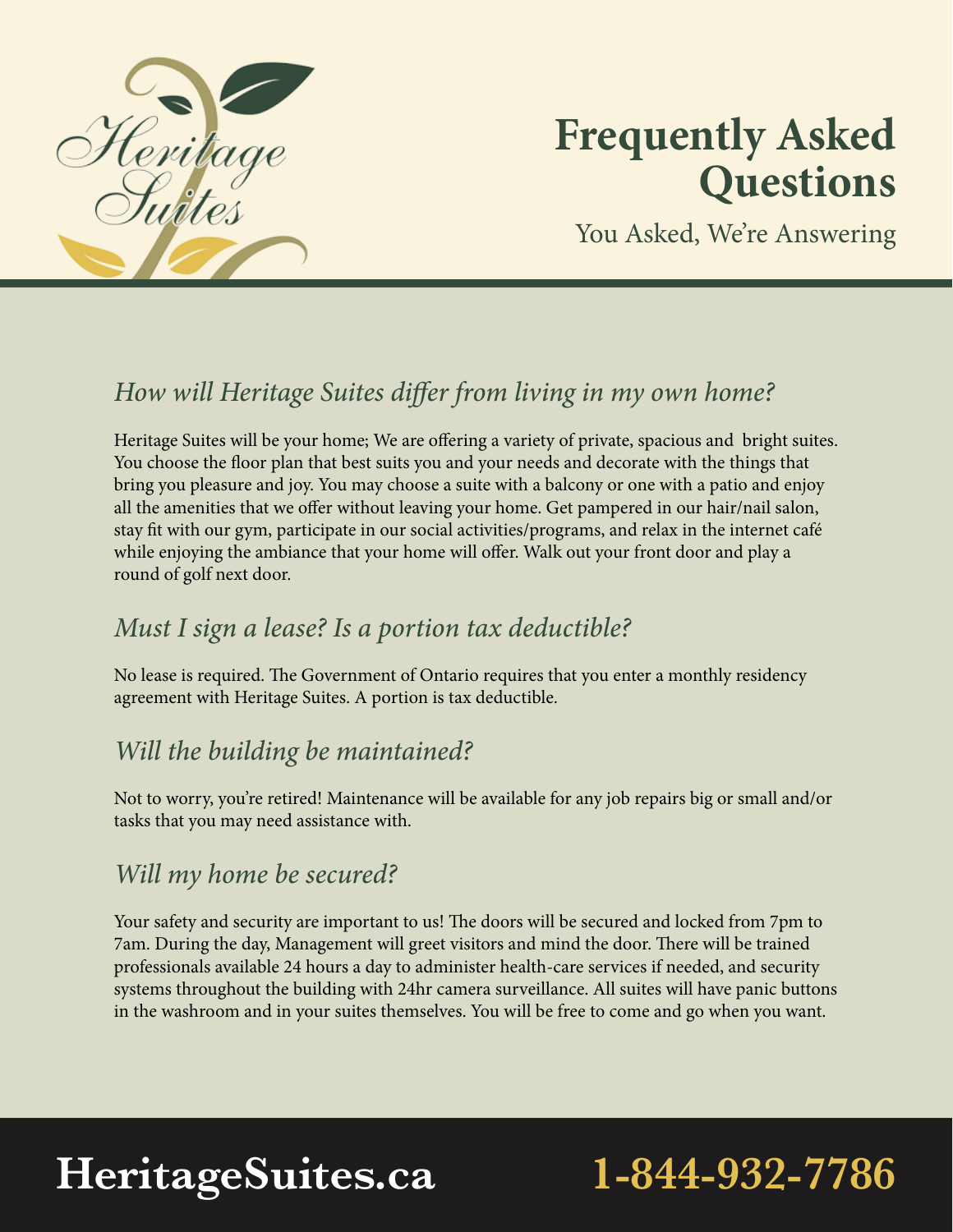Heritage Suites

# Frequently Asked Questions

You Asked, We're Answering

## *How will Heritage Suites differ from living in my own home?*

Heritage Suites will be your home; We are offering a variety of private, spacious and bright suites. You choose the floor plan that best suits you and your needs and decorate with the things that bring you pleasure and joy. You may choose a suite with a balcony or one with a patio and enjoy all the amenities that we offer without leaving your home. Get pampered in our hair/nail salon, stay fit with our gym, participate in our social activities/programs, and relax in the internet café while enjoying the ambiance that your home will offer. Walk out your front door and play a round of golf next door.

## *Must I sign a lease? Is a portion tax deductible?*

No lease is required. The Government of Ontario requires that you enter a monthly residency agreement with Heritage Suites. A portion is tax deductible.

## *Will the building be maintained?*

Not to worry, you're retired! Maintenance will be available for any job repairs big or small and/or tasks that you may need assistance with.

## *Will my home be secured?*

Your safety and security are important to us! The doors will be secured and locked from 7pm to 7am. During the day, Management will greet visitors and mind the door. There will be trained professionals available 24 hours a day to administer health-care services if needed, and security systems throughout the building with 24hr camera surveillance. All suites will have panic buttons in the washroom and in your suites themselves. You will be free to come and go when you want.

**HeritageSuites.ca** **1-844-932-7786**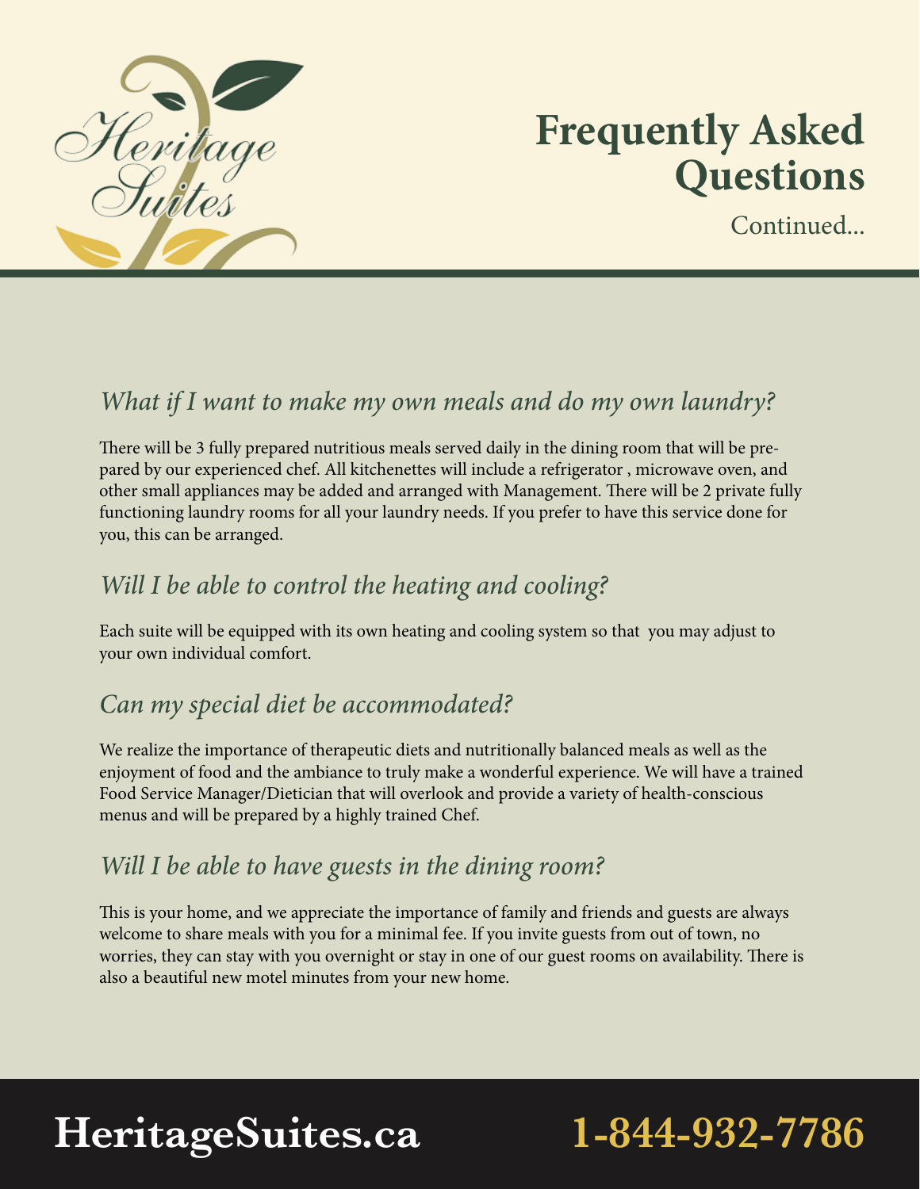# Frequently Asked Questions

Continued...

## *What if I want to make my own meals and do my own laundry?*

There will be 3 fully prepared nutritious meals served daily in the dining room that will be prepared by our experienced chef. All kitchenettes will include a refrigerator , microwave oven, and other small appliances may be added and arranged with Management. There will be 2 private fully functioning laundry rooms for all your laundry needs. If you prefer to have this service done for you, this can be arranged.

## *Will I be able to control the heating and cooling?*

Each suite will be equipped with its own heating and cooling system so that you may adjust to your own individual comfort.

## *Can my special diet be accommodated?*

We realize the importance of therapeutic diets and nutritionally balanced meals as well as the enjoyment of food and the ambiance to truly make a wonderful experience. We will have a trained Food Service Manager/Dietician that will overlook and provide a variety of health-conscious menus and will be prepared by a highly trained Chef.

## *Will I be able to have guests in the dining room?*

This is your home, and we appreciate the importance of family and friends and guests are always welcome to share meals with you for a minimal fee. If you invite guests from out of town, no worries, they can stay with you overnight or stay in one of our guest rooms on availability. There is also a beautiful new motel minutes from your new home.

**HeritageSuites.ca** **1-844-932-7786**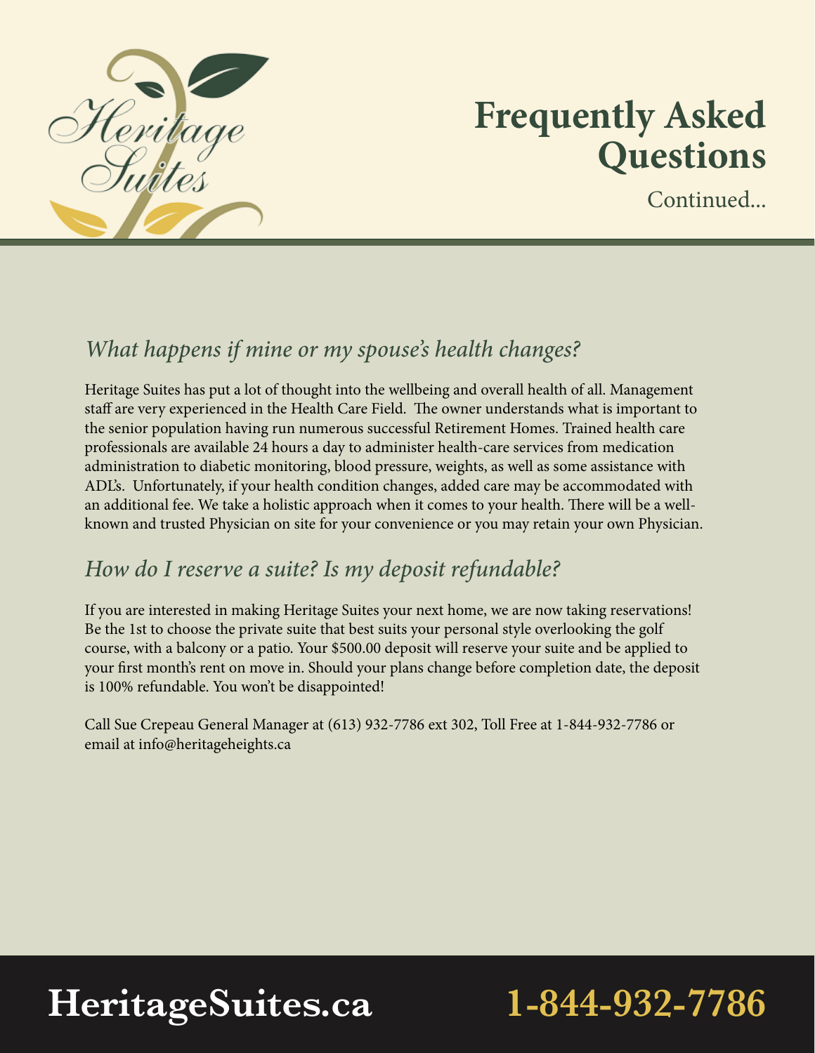# Frequently Asked Questions

Continued...

## *What happens if mine or my spouse's health changes?*

Heritage Suites has put a lot of thought into the wellbeing and overall health of all. Management staff are very experienced in the Health Care Field. The owner understands what is important to the senior population having run numerous successful Retirement Homes. Trained health care professionals are available 24 hours a day to administer health-care services from medication administration to diabetic monitoring, blood pressure, weights, as well as some assistance with ADL's. Unfortunately, if your health condition changes, added care may be accommodated with an additional fee. We take a holistic approach when it comes to your health. There will be a well-known and trusted Physician on site for your convenience or you may retain your own Physician.

## *How do I reserve a suite? Is my deposit refundable?*

If you are interested in making Heritage Suites your next home, we are now taking reservations! Be the 1st to choose the private suite that best suits your personal style overlooking the golf course, with a balcony or a patio. Your $500.00 deposit will reserve your suite and be applied to your first month's rent on move in. Should your plans change before completion date, the deposit is 100% refundable. You won't be disappointed!

Call Sue Crepeau General Manager at (613) 932-7786 ext 302, Toll Free at 1-844-932-7786 or email at info@heritageheights.ca

**HeritageSuites.ca** **1-844-932-7786**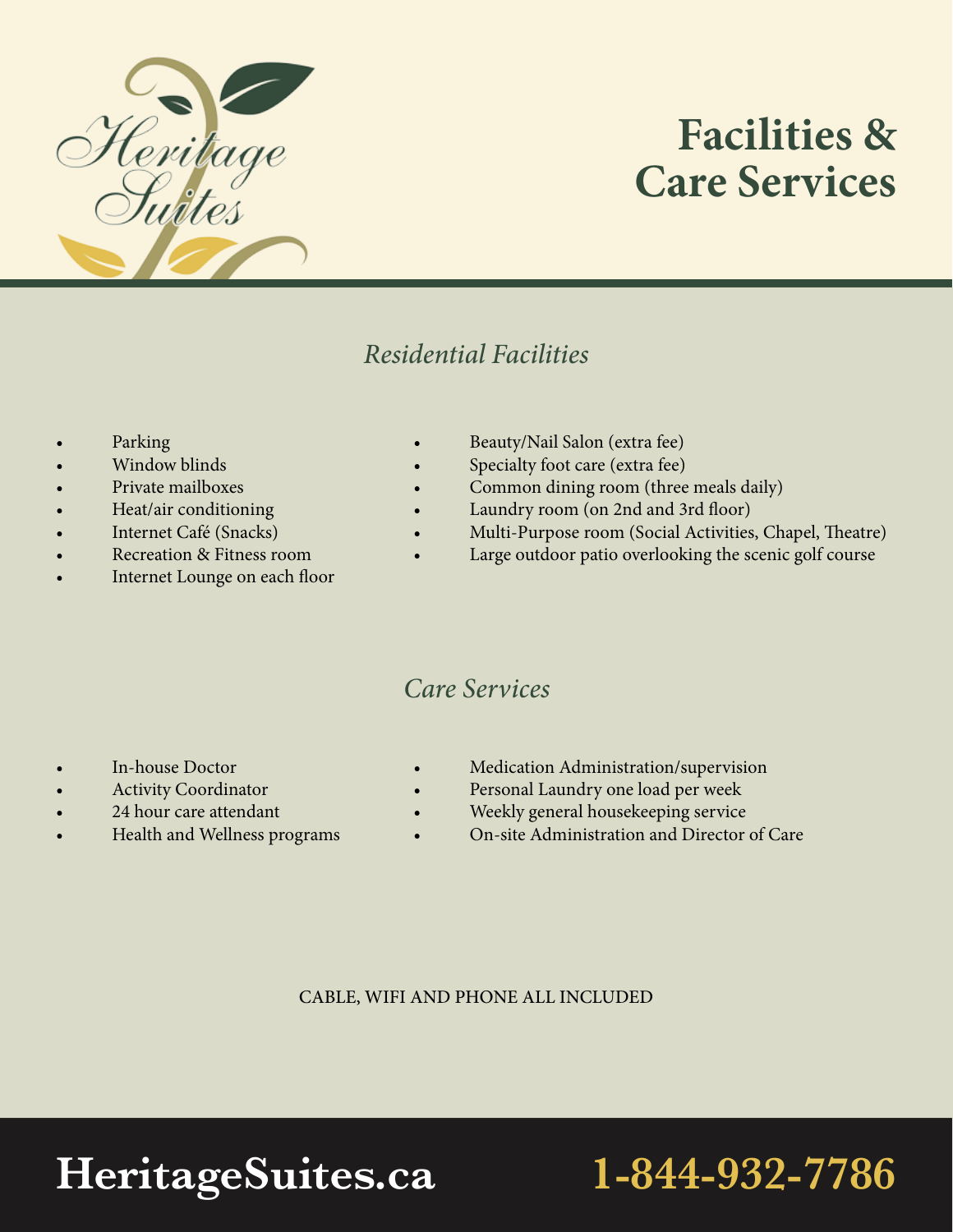Heritage Suites

# Facilities & Care Services

## *Residential Facilities*

- Parking
- Window blinds
- Private mailboxes
- Heat/air conditioning
- Internet Café (Snacks)
- Recreation & Fitness room
- Internet Lounge on each floor
- Beauty/Nail Salon (extra fee)
- Specialty foot care (extra fee)
- Common dining room (three meals daily)
- Laundry room (on 2nd and 3rd floor)
- Multi-Purpose room (Social Activities, Chapel, Theatre)
- Large outdoor patio overlooking the scenic golf course

## *Care Services*

- In-house Doctor
- Activity Coordinator
- 24 hour care attendant
- Health and Wellness programs
- Medication Administration/supervision
- Personal Laundry one load per week
- Weekly general housekeeping service
- On-site Administration and Director of Care

CABLE, WIFI AND PHONE ALL INCLUDED

**HeritageSuites.ca** **1-844-932-7786**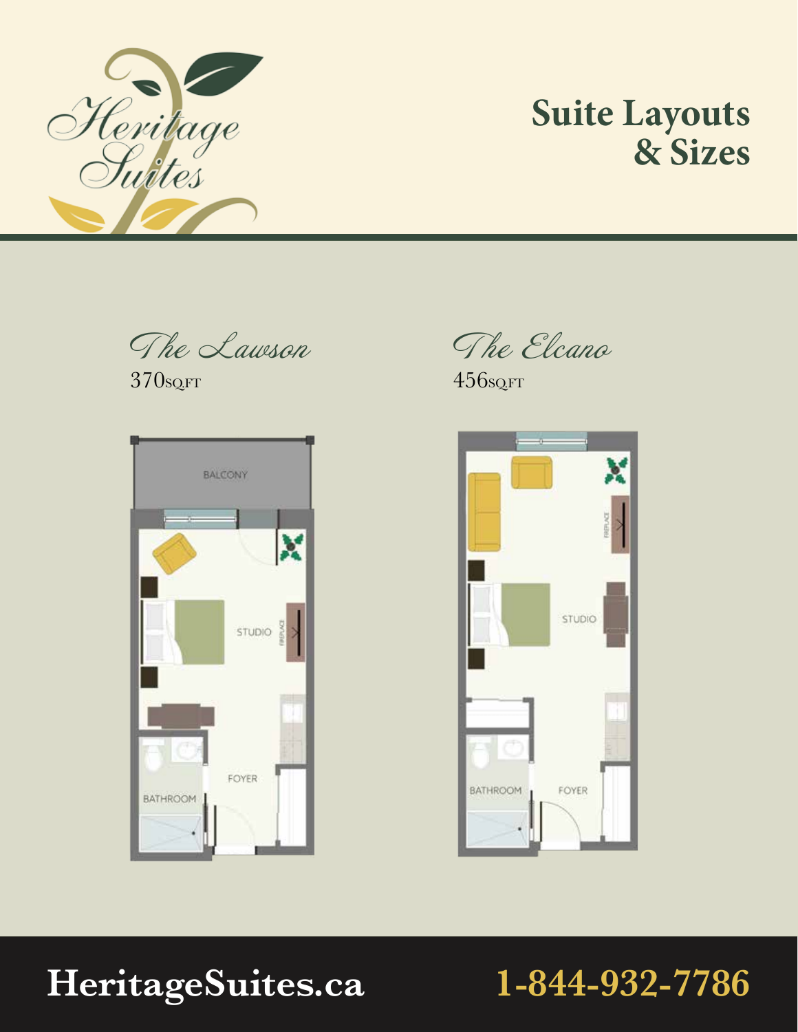Heritage Suites

# Suite Layouts & Sizes

## *The Lawson*

370SQ.FT

BALCONY

STUDIO

FIREPLACE

FOYER

BATHROOM

## *The Elcano*

456SQ.FT

FIREPLACE

STUDIO

BATHROOM

FOYER

**HeritageSuites.ca** **1-844-932-7786**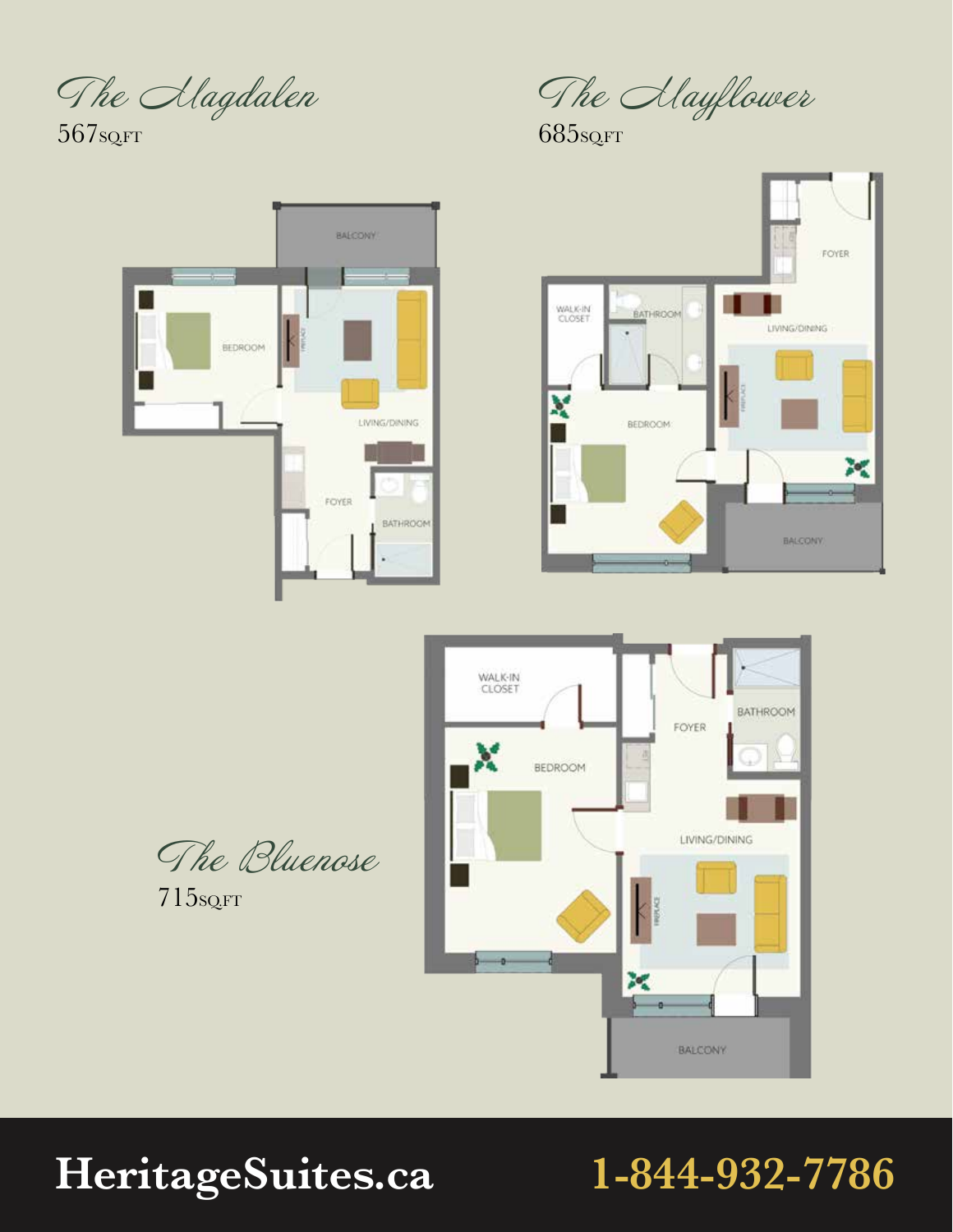## The Magdalen

567SQ.FT

BALCONY

BEDROOM

FIREPLACE

LIVING/DINING

FOYER

BATHROOM

## The Mayflower

685SQ.FT

FOYER

WALK-IN CLOSET

BATHROOM

LIVING/DINING

FIREPLACE

BEDROOM

BALCONY

## The Bluenose

715SQ.FT

WALK-IN CLOSET

FOYER

BATHROOM

BEDROOM

LIVING/DINING

FIREPLACE

BALCONY

**HeritageSuites.ca** **1-844-932-7786**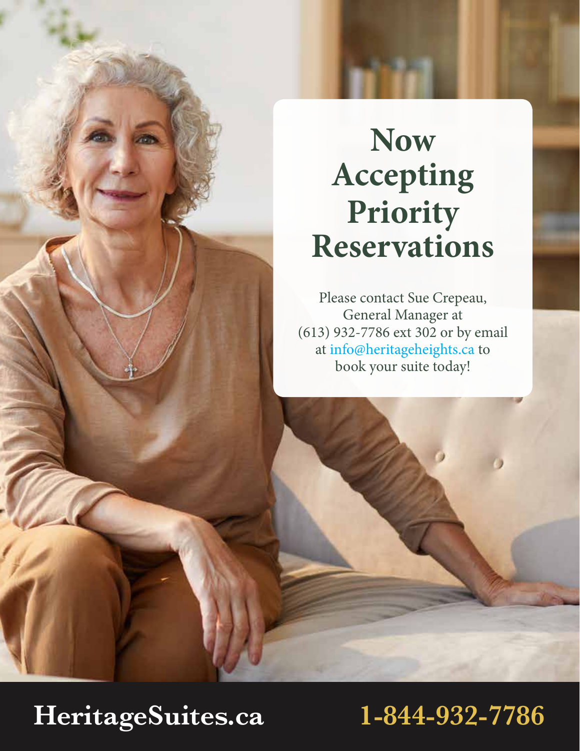# Now Accepting Priority Reservations

Please contact Sue Crepeau, General Manager at (613) 932-7786 ext 302 or by email at info@heritageheights.ca to book your suite today!

**HeritageSuites.ca** **1-844-932-7786**